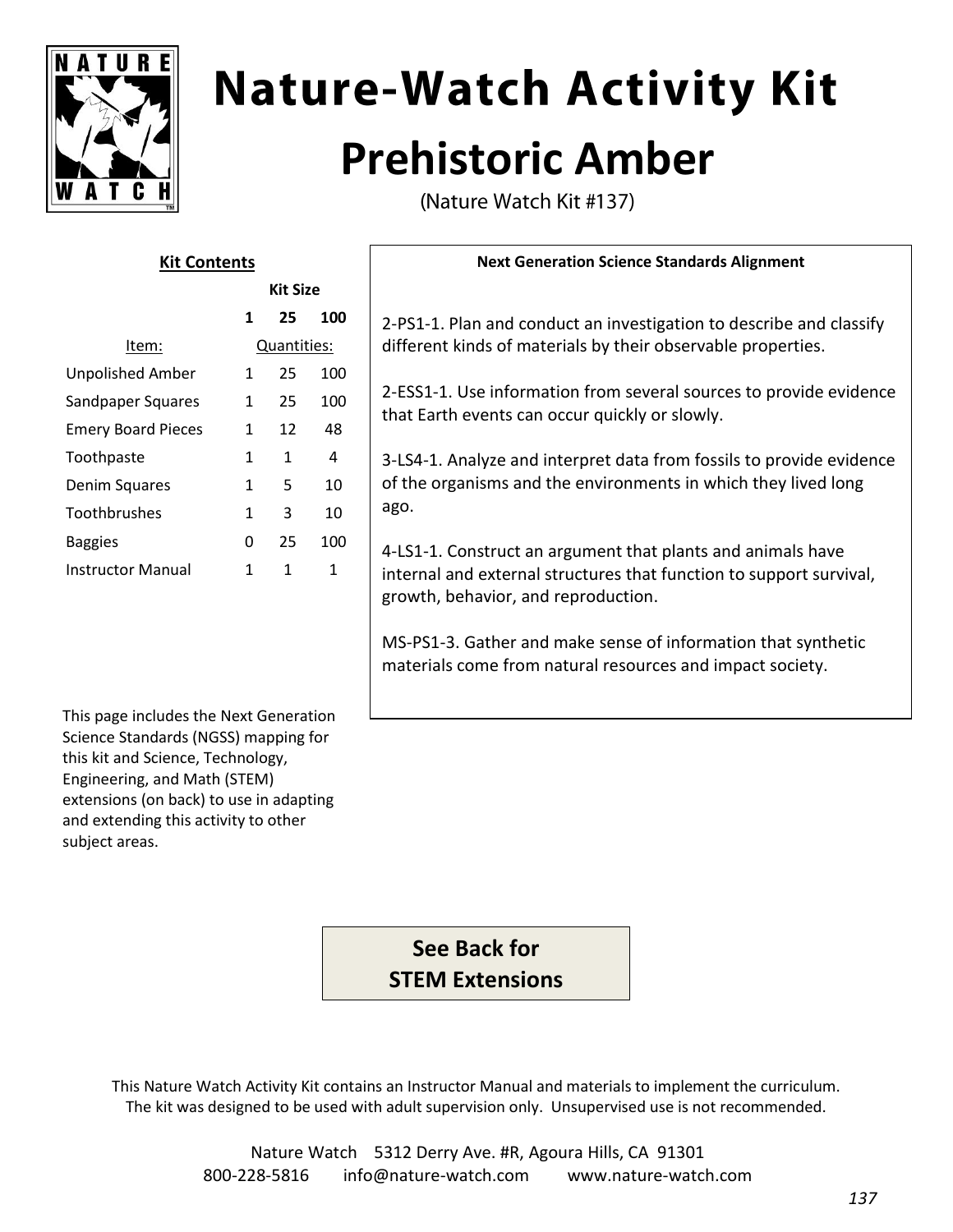# Nature-Watch Activity Kit

## Prehistoric Amber

(Nature Watch Kit #137)

**Kit Contents**

| | Kit Size | | |
|---|---|---|---|
| | **1** | **25** | **100** |
| Item: | Quantities: | | |
| Unpolished Amber | 1 | 25 | 100 |
| Sandpaper Squares | 1 | 25 | 100 |
| Emery Board Pieces | 1 | 12 | 48 |
| Toothpaste | 1 | 1 | 4 |
| Denim Squares | 1 | 5 | 10 |
| Toothbrushes | 1 | 3 | 10 |
| Baggies | 0 | 25 | 100 |
| Instructor Manual | 1 | 1 | 1 |

**Next Generation Science Standards Alignment**

2-PS1-1. Plan and conduct an investigation to describe and classify different kinds of materials by their observable properties.

2-ESS1-1. Use information from several sources to provide evidence that Earth events can occur quickly or slowly.

3-LS4-1. Analyze and interpret data from fossils to provide evidence of the organisms and the environments in which they lived long ago.

4-LS1-1. Construct an argument that plants and animals have internal and external structures that function to support survival, growth, behavior, and reproduction.

MS-PS1-3. Gather and make sense of information that synthetic materials come from natural resources and impact society.

This page includes the Next Generation Science Standards (NGSS) mapping for this kit and Science, Technology, Engineering, and Math (STEM) extensions (on back) to use in adapting and extending this activity to other subject areas.

**See Back for STEM Extensions**

This Nature Watch Activity Kit contains an Instructor Manual and materials to implement the curriculum. The kit was designed to be used with adult supervision only. Unsupervised use is not recommended.

Nature Watch 5312 Derry Ave. #R, Agoura Hills, CA 91301
800-228-5816 info@nature-watch.com www.nature-watch.com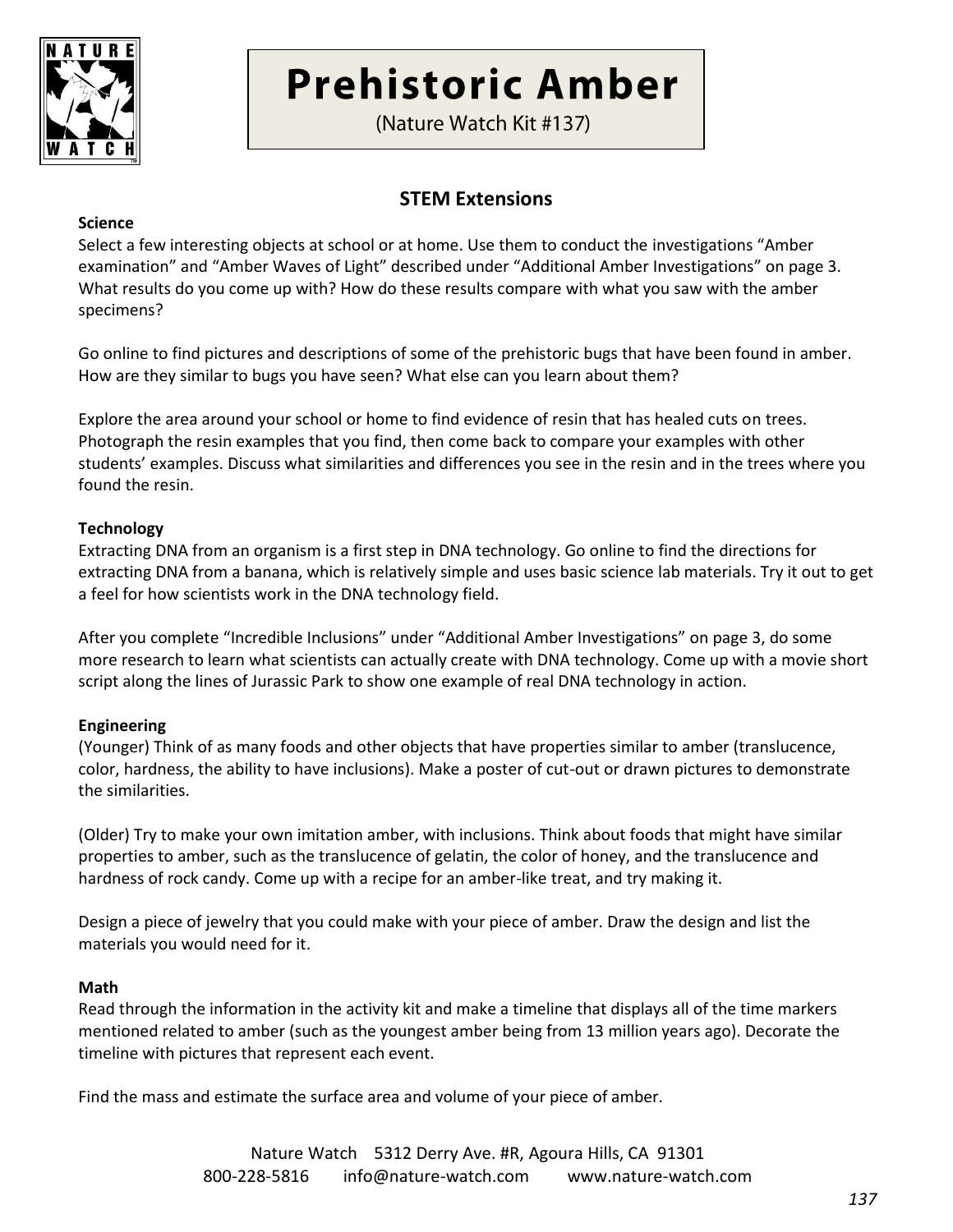# Prehistoric Amber

(Nature Watch Kit #137)

## STEM Extensions

**Science**

Select a few interesting objects at school or at home. Use them to conduct the investigations "Amber examination" and "Amber Waves of Light" described under "Additional Amber Investigations" on page 3. What results do you come up with? How do these results compare with what you saw with the amber specimens?

Go online to find pictures and descriptions of some of the prehistoric bugs that have been found in amber. How are they similar to bugs you have seen? What else can you learn about them?

Explore the area around your school or home to find evidence of resin that has healed cuts on trees. Photograph the resin examples that you find, then come back to compare your examples with other students' examples. Discuss what similarities and differences you see in the resin and in the trees where you found the resin.

**Technology**

Extracting DNA from an organism is a first step in DNA technology. Go online to find the directions for extracting DNA from a banana, which is relatively simple and uses basic science lab materials. Try it out to get a feel for how scientists work in the DNA technology field.

After you complete "Incredible Inclusions" under "Additional Amber Investigations" on page 3, do some more research to learn what scientists can actually create with DNA technology. Come up with a movie short script along the lines of Jurassic Park to show one example of real DNA technology in action.

**Engineering**

(Younger) Think of as many foods and other objects that have properties similar to amber (translucence, color, hardness, the ability to have inclusions). Make a poster of cut-out or drawn pictures to demonstrate the similarities.

(Older) Try to make your own imitation amber, with inclusions. Think about foods that might have similar properties to amber, such as the translucence of gelatin, the color of honey, and the translucence and hardness of rock candy. Come up with a recipe for an amber-like treat, and try making it.

Design a piece of jewelry that you could make with your piece of amber. Draw the design and list the materials you would need for it.

**Math**

Read through the information in the activity kit and make a timeline that displays all of the time markers mentioned related to amber (such as the youngest amber being from 13 million years ago). Decorate the timeline with pictures that represent each event.

Find the mass and estimate the surface area and volume of your piece of amber.

Nature Watch 5312 Derry Ave. #R, Agoura Hills, CA 91301
800-228-5816 info@nature-watch.com www.nature-watch.com